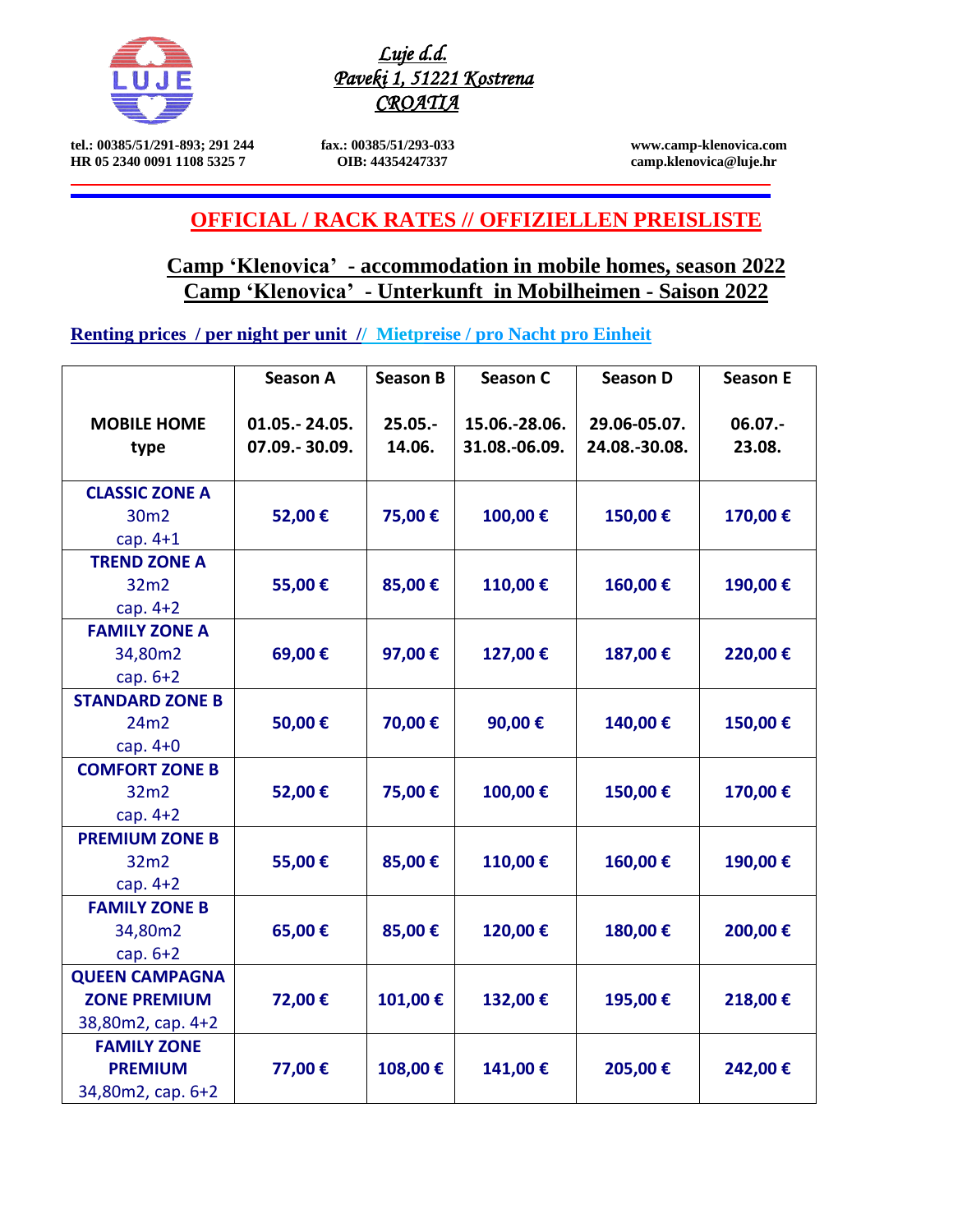*Luje d.d.*
*Paveki 1, 51221 Kostrena*
*CROATIA*

**tel.: 00385/51/291-893; 291 244** **fax.: 00385/51/293-033** **www.camp-klenovica.com**
**HR 05 2340 0091 1108 5325 7** **OIB: 44354247337** **camp.klenovica@luje.hr**

# OFFICIAL / RACK RATES // OFFIZIELLEN PREISLISTE

## Camp 'Klenovica' - accommodation in mobile homes, season 2022
## Camp 'Klenovica' - Unterkunft in Mobilheimen - Saison 2022

**Renting prices / per night per unit // Mietpreise / pro Nacht pro Einheit**

| MOBILE HOME type | Season A 01.05.- 24.05. 07.09.- 30.09. | Season B 25.05.- 14.06. | Season C 15.06.-28.06. 31.08.-06.09. | Season D 29.06-05.07. 24.08.-30.08. | Season E 06.07.- 23.08. |
|---|---|---|---|---|---|
| **CLASSIC ZONE A** 30m2 cap. 4+1 | **52,00 €** | **75,00 €** | **100,00 €** | **150,00 €** | **170,00 €** |
| **TREND ZONE A** 32m2 cap. 4+2 | **55,00 €** | **85,00 €** | **110,00 €** | **160,00 €** | **190,00 €** |
| **FAMILY ZONE A** 34,80m2 cap. 6+2 | **69,00 €** | **97,00 €** | **127,00 €** | **187,00 €** | **220,00 €** |
| **STANDARD ZONE B** 24m2 cap. 4+0 | **50,00 €** | **70,00 €** | **90,00 €** | **140,00 €** | **150,00 €** |
| **COMFORT ZONE B** 32m2 cap. 4+2 | **52,00 €** | **75,00 €** | **100,00 €** | **150,00 €** | **170,00 €** |
| **PREMIUM ZONE B** 32m2 cap. 4+2 | **55,00 €** | **85,00 €** | **110,00 €** | **160,00 €** | **190,00 €** |
| **FAMILY ZONE B** 34,80m2 cap. 6+2 | **65,00 €** | **85,00 €** | **120,00 €** | **180,00 €** | **200,00 €** |
| **QUEEN CAMPAGNA ZONE PREMIUM** 38,80m2, cap. 4+2 | **72,00 €** | **101,00 €** | **132,00 €** | **195,00 €** | **218,00 €** |
| **FAMILY ZONE PREMIUM** 34,80m2, cap. 6+2 | **77,00 €** | **108,00 €** | **141,00 €** | **205,00 €** | **242,00 €** |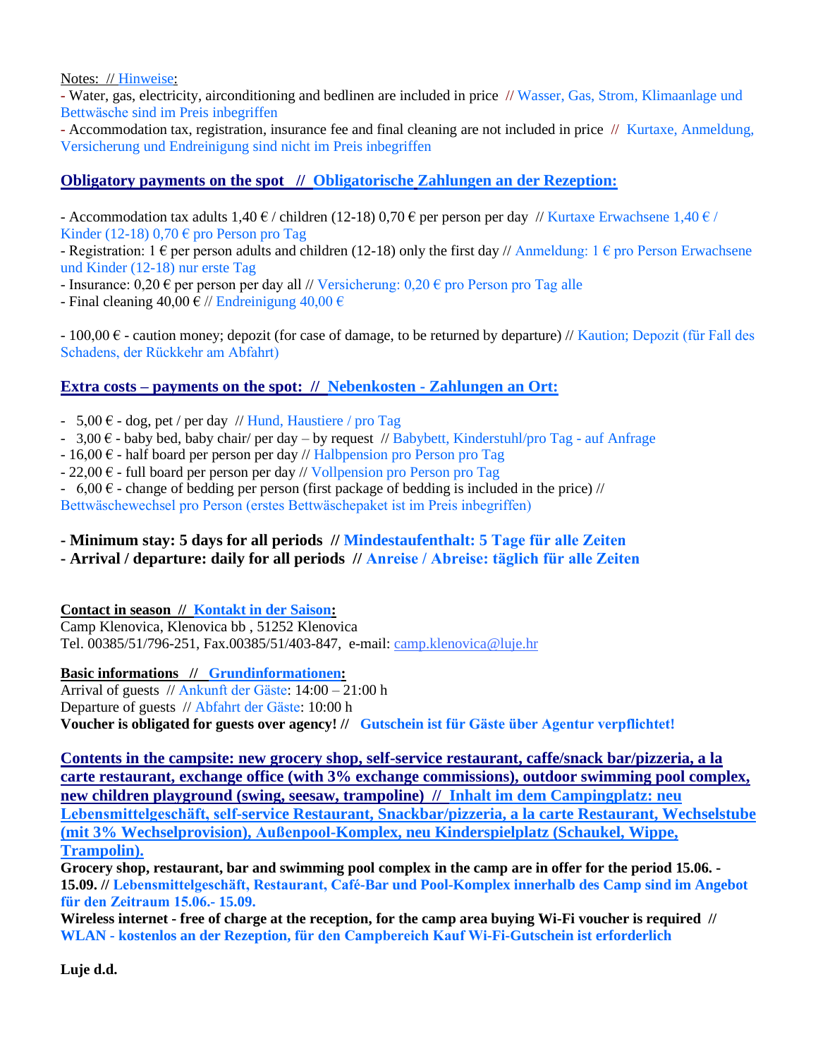Notes: // Hinweise:

- Water, gas, electricity, airconditioning and bedlinen are included in price // Wasser, Gas, Strom, Klimaanlage und Bettwäsche sind im Preis inbegriffen
- Accommodation tax, registration, insurance fee and final cleaning are not included in price // Kurtaxe, Anmeldung, Versicherung und Endreinigung sind nicht im Preis inbegriffen

**Obligatory payments on the spot // Obligatorische Zahlungen an der Rezeption:**

- Accommodation tax adults 1,40 € / children (12-18) 0,70 € per person per day // Kurtaxe Erwachsene 1,40 € / Kinder (12-18) 0,70 € pro Person pro Tag
- Registration: 1 € per person adults and children (12-18) only the first day // Anmeldung: 1 € pro Person Erwachsene und Kinder (12-18) nur erste Tag
- Insurance: 0,20 € per person per day all // Versicherung: 0,20 € pro Person pro Tag alle
- Final cleaning 40,00 € // Endreinigung 40,00 €

- 100,00 € - caution money; depozit (for case of damage, to be returned by departure) // Kaution; Depozit (für Fall des Schadens, der Rückkehr am Abfahrt)

**Extra costs – payments on the spot: // Nebenkosten - Zahlungen an Ort:**

- 5,00 € - dog, pet / per day // Hund, Haustiere / pro Tag
- 3,00 € - baby bed, baby chair/ per day – by request // Babybett, Kinderstuhl/pro Tag - auf Anfrage
- 16,00 € - half board per person per day // Halbpension pro Person pro Tag
- 22,00 € - full board per person per day // Vollpension pro Person pro Tag
- 6,00 € - change of bedding per person (first package of bedding is included in the price) // Bettwäschewechsel pro Person (erstes Bettwäschepaket ist im Preis inbegriffen)

**- Minimum stay: 5 days for all periods // Mindestaufenthalt: 5 Tage für alle Zeiten**
**- Arrival / departure: daily for all periods // Anreise / Abreise: täglich für alle Zeiten**

**Contact in season // Kontakt in der Saison:**
Camp Klenovica, Klenovica bb , 51252 Klenovica
Tel. 00385/51/796-251, Fax.00385/51/403-847, e-mail: camp.klenovica@luje.hr

**Basic informations // Grundinformationen:**
Arrival of guests // Ankunft der Gäste: 14:00 – 21:00 h
Departure of guests // Abfahrt der Gäste: 10:00 h
**Voucher is obligated for guests over agency! // Gutschein ist für Gäste über Agentur verpflichtet!**

**Contents in the campsite: new grocery shop, self-service restaurant, caffe/snack bar/pizzeria, a la carte restaurant, exchange office (with 3% exchange commissions), outdoor swimming pool complex, new children playground (swing, seesaw, trampoline) // Inhalt im dem Campingplatz: neu Lebensmittelgeschäft, self-service Restaurant, Snackbar/pizzeria, a la carte Restaurant, Wechselstube (mit 3% Wechselprovision), Außenpool-Komplex, neu Kinderspielplatz (Schaukel, Wippe, Trampolin).**

**Grocery shop, restaurant, bar and swimming pool complex in the camp are in offer for the period 15.06. - 15.09. // Lebensmittelgeschäft, Restaurant, Café-Bar und Pool-Komplex innerhalb des Camp sind im Angebot für den Zeitraum 15.06.- 15.09.**

**Wireless internet - free of charge at the reception, for the camp area buying Wi-Fi voucher is required // WLAN - kostenlos an der Rezeption, für den Campbereich Kauf Wi-Fi-Gutschein ist erforderlich**

**Luje d.d.**